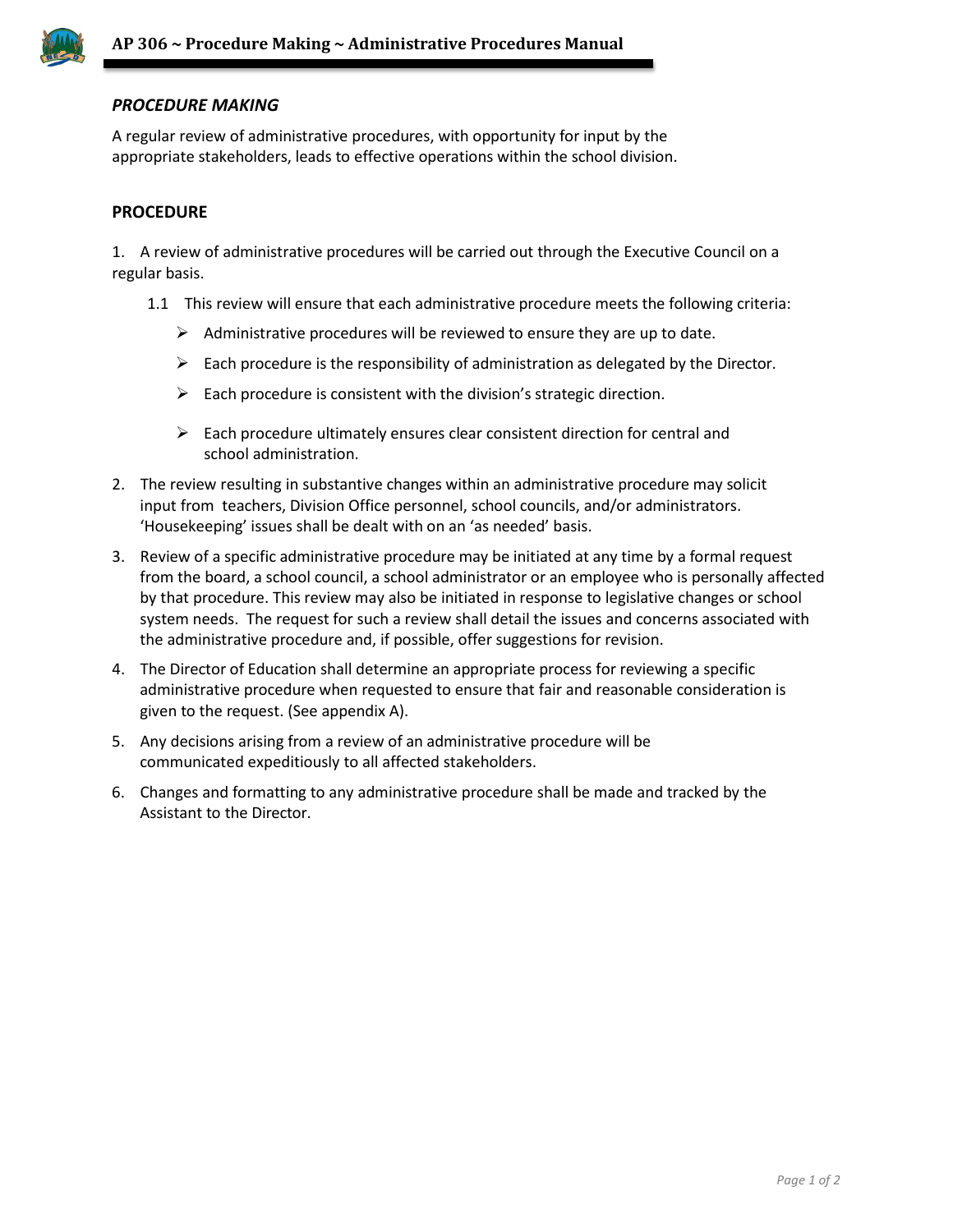# AP 306 ~ Procedure Making ~ Administrative Procedures Manual

## *PROCEDURE MAKING*

A regular review of administrative procedures, with opportunity for input by the appropriate stakeholders, leads to effective operations within the school division.

## PROCEDURE

1. A review of administrative procedures will be carried out through the Executive Council on a regular basis.

   1.1 This review will ensure that each administrative procedure meets the following criteria:

   - Administrative procedures will be reviewed to ensure they are up to date.
   - Each procedure is the responsibility of administration as delegated by the Director.
   - Each procedure is consistent with the division's strategic direction.
   - Each procedure ultimately ensures clear consistent direction for central and school administration.

2. The review resulting in substantive changes within an administrative procedure may solicit input from teachers, Division Office personnel, school councils, and/or administrators. 'Housekeeping' issues shall be dealt with on an 'as needed' basis.

3. Review of a specific administrative procedure may be initiated at any time by a formal request from the board, a school council, a school administrator or an employee who is personally affected by that procedure. This review may also be initiated in response to legislative changes or school system needs. The request for such a review shall detail the issues and concerns associated with the administrative procedure and, if possible, offer suggestions for revision.

4. The Director of Education shall determine an appropriate process for reviewing a specific administrative procedure when requested to ensure that fair and reasonable consideration is given to the request. (See appendix A).

5. Any decisions arising from a review of an administrative procedure will be communicated expeditiously to all affected stakeholders.

6. Changes and formatting to any administrative procedure shall be made and tracked by the Assistant to the Director.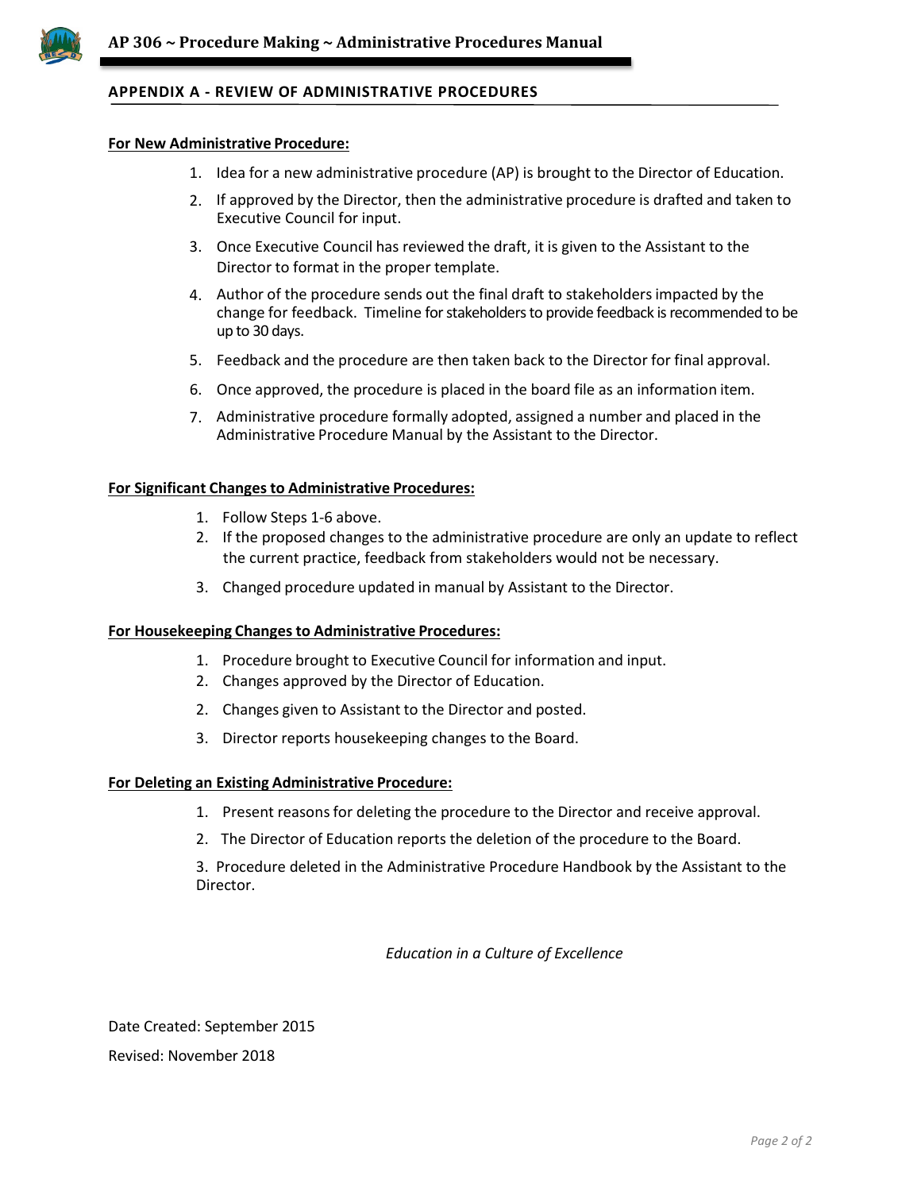## APPENDIX A - REVIEW OF ADMINISTRATIVE PROCEDURES

**For New Administrative Procedure:**

1. Idea for a new administrative procedure (AP) is brought to the Director of Education.
2. If approved by the Director, then the administrative procedure is drafted and taken to Executive Council for input.
3. Once Executive Council has reviewed the draft, it is given to the Assistant to the Director to format in the proper template.
4. Author of the procedure sends out the final draft to stakeholders impacted by the change for feedback. Timeline for stakeholders to provide feedback is recommended to be up to 30 days.
5. Feedback and the procedure are then taken back to the Director for final approval.
6. Once approved, the procedure is placed in the board file as an information item.
7. Administrative procedure formally adopted, assigned a number and placed in the Administrative Procedure Manual by the Assistant to the Director.

**For Significant Changes to Administrative Procedures:**

1. Follow Steps 1-6 above.
2. If the proposed changes to the administrative procedure are only an update to reflect the current practice, feedback from stakeholders would not be necessary.
3. Changed procedure updated in manual by Assistant to the Director.

**For Housekeeping Changes to Administrative Procedures:**

1. Procedure brought to Executive Council for information and input.
2. Changes approved by the Director of Education.
2. Changes given to Assistant to the Director and posted.
3. Director reports housekeeping changes to the Board.

**For Deleting an Existing Administrative Procedure:**

1. Present reasons for deleting the procedure to the Director and receive approval.
2. The Director of Education reports the deletion of the procedure to the Board.
3. Procedure deleted in the Administrative Procedure Handbook by the Assistant to the Director.

*Education in a Culture of Excellence*

Date Created: September 2015

Revised: November 2018